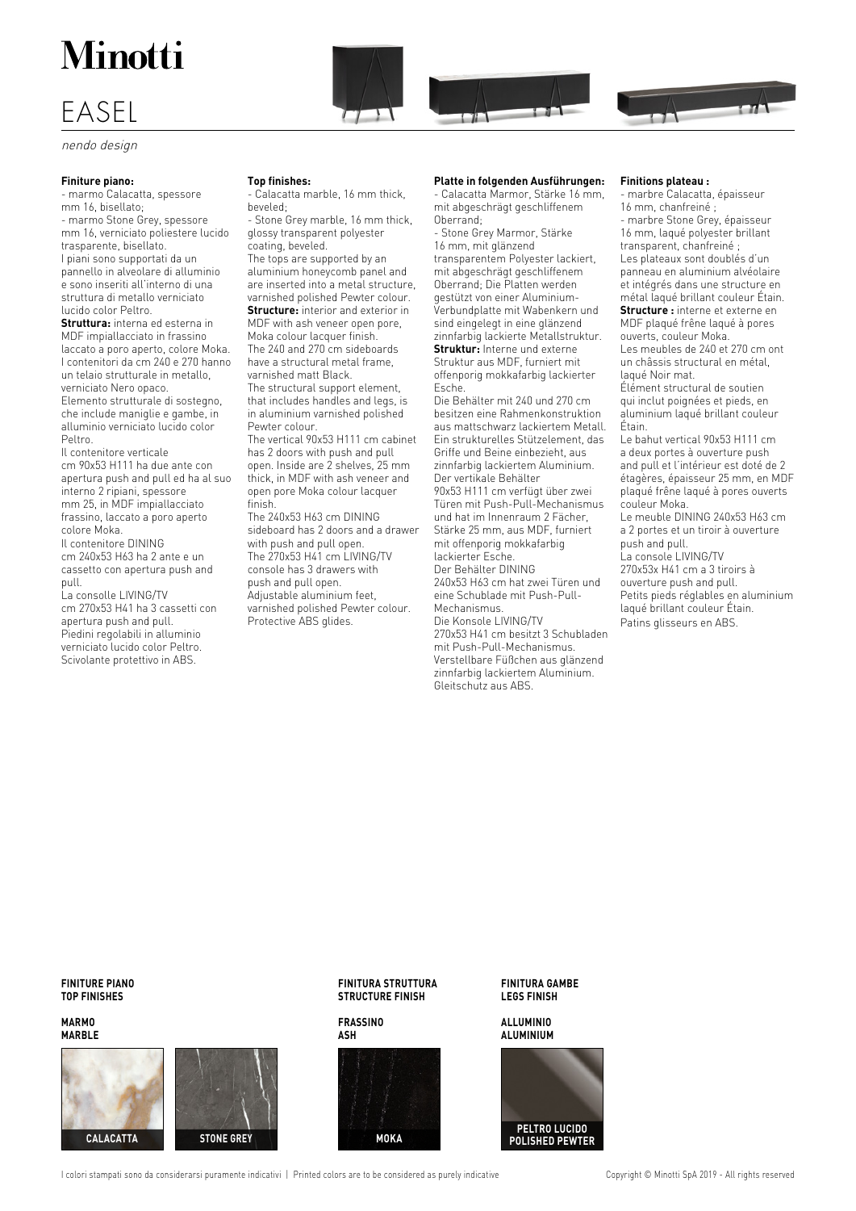# Minotti

## EASEL

*nendo design*

**Finiture piano:**
- marmo Calacatta, spessore mm 16, bisellato;
- marmo Stone Grey, spessore mm 16, verniciato poliestere lucido trasparente, bisellato.

I piani sono supportati da un pannello in alveolare di alluminio e sono inseriti all'interno di una struttura di metallo verniciato lucido color Peltro.
**Struttura:** interna ed esterna in MDF impiallacciato in frassino laccato a poro aperto, colore Moka. I contenitori da cm 240 e 270 hanno un telaio strutturale in metallo, verniciato Nero opaco.
Elemento strutturale di sostegno, che include maniglie e gambe, in alluminio verniciato lucido color Peltro.
Il contenitore verticale cm 90x53 H111 ha due ante con apertura push and pull ed ha al suo interno 2 ripiani, spessore mm 25, in MDF impiallacciato frassino, laccato a poro aperto colore Moka.
Il contenitore DINING cm 240x53 H63 ha 2 ante e un cassetto con apertura push and pull.
La consolle LIVING/TV cm 270x53 H41 ha 3 cassetti con apertura push and pull.
Piedini regolabili in alluminio verniciato lucido color Peltro.
Scivolante protettivo in ABS.

**Top finishes:**
- Calacatta marble, 16 mm thick, beveled;
- Stone Grey marble, 16 mm thick, glossy transparent polyester coating, beveled.

The tops are supported by an aluminium honeycomb panel and are inserted into a metal structure, varnished polished Pewter colour.
**Structure:** interior and exterior in MDF with ash veneer open pore, Moka colour lacquer finish.
The 240 and 270 cm sideboards have a structural metal frame, varnished matt Black.
The structural support element, that includes handles and legs, is in aluminium varnished polished Pewter colour.
The vertical 90x53 H111 cm cabinet has 2 doors with push and pull open. Inside are 2 shelves, 25 mm thick, in MDF with ash veneer and open pore Moka colour lacquer finish.
The 240x53 H63 cm DINING sideboard has 2 doors and a drawer with push and pull open.
The 270x53 H41 cm LIVING/TV console has 3 drawers with push and pull open.
Adjustable aluminium feet, varnished polished Pewter colour.
Protective ABS glides.

**Platte in folgenden Ausführungen:**
- Calacatta Marmor, Stärke 16 mm, mit abgeschrägt geschliffenem Oberrand;
- Stone Grey Marmor, Stärke 16 mm, mit glänzend transparentem Polyester lackiert, mit abgeschrägt geschliffenem Oberrand; Die Platten werden gestützt von einer Aluminium-Verbundplatte mit Wabenkern und sind eingelegt in eine glänzend zinnfarbig lackierte Metallstruktur.

**Struktur:** Interne und externe Struktur aus MDF, furniert mit offenporig mokkafarbig lackierter Esche.
Die Behälter mit 240 und 270 cm besitzen eine Rahmenkonstruktion aus mattschwarz lackiertem Metall.
Ein strukturelles Stützelement, das Griffe und Beine einbezieht, aus zinnfarbig lackiertem Aluminium.
Der vertikale Behälter 90x53 H111 cm verfügt über zwei Türen mit Push-Pull-Mechanismus und hat im Innenraum 2 Fächer, Stärke 25 mm, aus MDF, furniert mit offenporig mokkafarbig lackierter Esche.
Der Behälter DINING 240x53 H63 cm hat zwei Türen und eine Schublade mit Push-Pull-Mechanismus.
Die Konsole LIVING/TV 270x53 H41 cm besitzt 3 Schubladen mit Push-Pull-Mechanismus.
Verstellbare Füßchen aus glänzend zinnfarbig lackiertem Aluminium.
Gleitschutz aus ABS.

**Finitions plateau :**
- marbre Calacatta, épaisseur 16 mm, chanfreiné ;
- marbre Stone Grey, épaisseur 16 mm, laqué polyester brillant transparent, chanfreiné ;

Les plateaux sont doublés d'un panneau en aluminium alvéolaire et intégrés dans une structure en métal laqué brillant couleur Étain.
**Structure :** interne et externe en MDF plaqué frêne laqué à pores ouverts, couleur Moka.
Les meubles de 240 et 270 cm ont un châssis structural en métal, laqué Noir mat.
Élément structural de soutien qui inclut poignées et pieds, en aluminium laqué brillant couleur Étain.
Le bahut vertical 90x53 H111 cm a deux portes à ouverture push and pull et l'intérieur est doté de 2 étagères, épaisseur 25 mm, en MDF plaqué frêne laqué à pores ouverts couleur Moka.
Le meuble DINING 240x53 H63 cm a 2 portes et un tiroir à ouverture push and pull.
La console LIVING/TV 270x53x H41 cm a 3 tiroirs à ouverture push and pull.
Petits pieds réglables en aluminium laqué brillant couleur Étain.
Patins glisseurs en ABS.

**FINITURE PIANO**
**TOP FINISHES**

**MARMO**
**MARBLE**

CALACATTA

STONE GREY

**FINITURA STRUTTURA**
**STRUCTURE FINISH**

**FRASSINO**
**ASH**

MOKA

**FINITURA GAMBE**
**LEGS FINISH**

**ALLUMINIO**
**ALUMINIUM**

PELTRO LUCIDO
POLISHED PEWTER

I colori stampati sono da considerarsi puramente indicativi | Printed colors are to be considered as purely indicative

Copyright © Minotti SpA 2019 - All rights reserved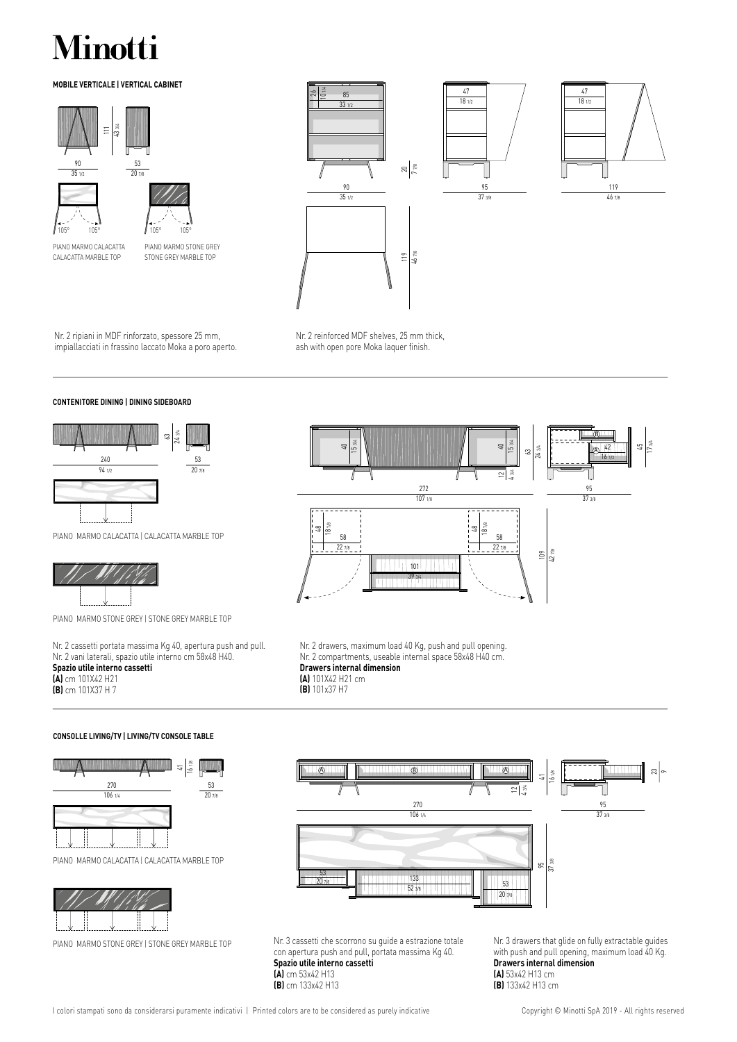# Minotti

## MOBILE VERTICALE | VERTICAL CABINET

111
43 3/4
90
35 1/2
53
20 7/8
105° 105°
105° 105°

PIANO MARMO CALACATTA
CALACATTA MARBLE TOP

PIANO MARMO STONE GREY
STONE GREY MARBLE TOP

26
10 1/4
85
33 1/2
20
7 7/8
90
35 1/2
47
18 1/2
95
37 3/8
47
18 1/2
119
46 7/8
119
46 7/8

Nr. 2 ripiani in MDF rinforzato, spessore 25 mm, impiallacciati in frassino laccato Moka a poro aperto.

Nr. 2 reinforced MDF shelves, 25 mm thick, ash with open pore Moka laquer finish.

## CONTENITORE DINING | DINING SIDEBOARD

63
24 3/4
240
94 1/2
53
20 7/8

PIANO MARMO CALACATTA | CALACATTA MARBLE TOP

PIANO MARMO STONE GREY | STONE GREY MARBLE TOP

40
15 3/4
40
15 3/4
63
24 3/4
12
4 3/4
272
107 1/8
B
A
42
16 1/2
45
17 3/4
95
37 3/8
48
18 7/8
58
22 7/8
48
18 7/8
58
22 7/8
101
39 3/4
109
42 7/8

Nr. 2 cassetti portata massima Kg 40, apertura push and pull.
Nr. 2 vani laterali, spazio utile interno cm 58x48 H40.
**Spazio utile interno cassetti**
**(A)** cm 101X42 H21
**(B)** cm 101X37 H 7

Nr. 2 drawers, maximum load 40 Kg, push and pull opening.
Nr. 2 compartments, useable internal space 58x48 H40 cm.
**Drawers internal dimension**
**(A)** 101X42 H21 cm
**(B)** 101x37 H7

## CONSOLLE LIVING/TV | LIVING/TV CONSOLE TABLE

41
16 1/8
270
106 1/4
53
20 7/8

PIANO MARMO CALACATTA | CALACATTA MARBLE TOP

PIANO MARMO STONE GREY | STONE GREY MARBLE TOP

A
B
A
41
16 1/8
12
4 3/4
23
9
270
106 1/4
95
37 3/8
95
37 3/8
53
20 7/8
133
52 3/8
53
20 7/8

Nr. 3 cassetti che scorrono su guide a estrazione totale con apertura push and pull, portata massima Kg 40.
**Spazio utile interno cassetti**
**(A)** cm 53x42 H13
**(B)** cm 133x42 H13

Nr. 3 drawers that glide on fully extractable guides with push and pull opening, maximum load 40 Kg.
**Drawers internal dimension**
**(A)** 53x42 H13 cm
**(B)** 133x42 H13 cm

I colori stampati sono da considerarsi puramente indicativi | Printed colors are to be considered as purely indicative

Copyright © Minotti SpA 2019 - All rights reserved